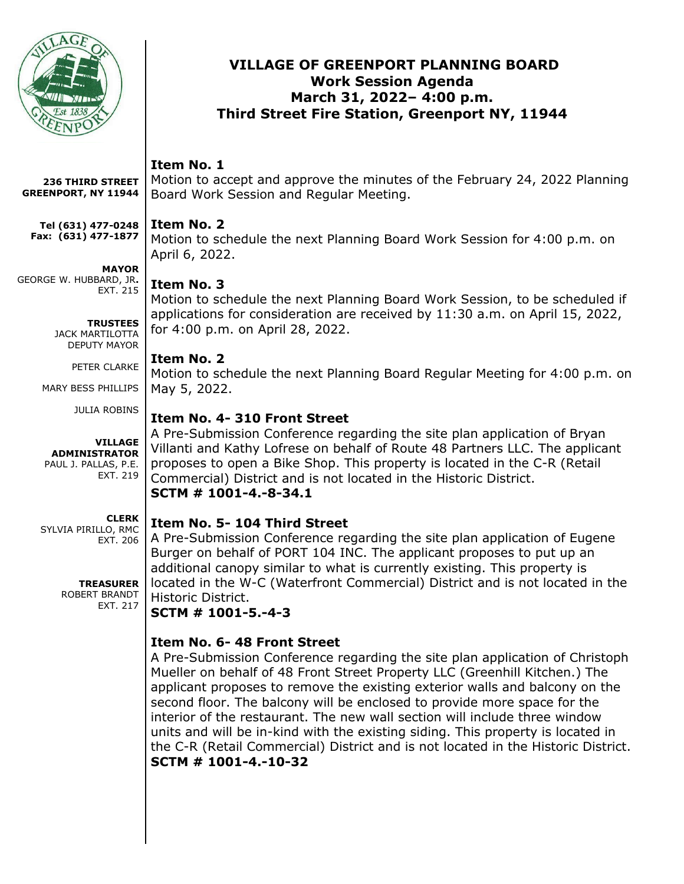# VILLAGE OF GREENPORT PLANNING BOARD
## Work Session Agenda
## March 31, 2022– 4:00 p.m.
## Third Street Fire Station, Greenport NY, 11944

**236 THIRD STREET**
**GREENPORT, NY 11944**

**Tel (631) 477-0248**
**Fax: (631) 477-1877**

**MAYOR**
GEORGE W. HUBBARD, JR.
EXT. 215

**TRUSTEES**
JACK MARTILOTTA
DEPUTY MAYOR

PETER CLARKE

MARY BESS PHILLIPS

JULIA ROBINS

**VILLAGE ADMINISTRATOR**
PAUL J. PALLAS, P.E.
EXT. 219

**CLERK**
SYLVIA PIRILLO, RMC
EXT. 206

**TREASURER**
ROBERT BRANDT
EXT. 217

### Item No. 1
Motion to accept and approve the minutes of the February 24, 2022 Planning Board Work Session and Regular Meeting.

### Item No. 2
Motion to schedule the next Planning Board Work Session for 4:00 p.m. on April 6, 2022.

### Item No. 3
Motion to schedule the next Planning Board Work Session, to be scheduled if applications for consideration are received by 11:30 a.m. on April 15, 2022, for 4:00 p.m. on April 28, 2022.

### Item No. 2
Motion to schedule the next Planning Board Regular Meeting for 4:00 p.m. on May 5, 2022.

### Item No. 4- 310 Front Street
A Pre-Submission Conference regarding the site plan application of Bryan Villanti and Kathy Lofrese on behalf of Route 48 Partners LLC. The applicant proposes to open a Bike Shop. This property is located in the C-R (Retail Commercial) District and is not located in the Historic District.
**SCTM # 1001-4.-8-34.1**

### Item No. 5- 104 Third Street
A Pre-Submission Conference regarding the site plan application of Eugene Burger on behalf of PORT 104 INC. The applicant proposes to put up an additional canopy similar to what is currently existing. This property is located in the W-C (Waterfront Commercial) District and is not located in the Historic District.
**SCTM # 1001-5.-4-3**

### Item No. 6- 48 Front Street
A Pre-Submission Conference regarding the site plan application of Christoph Mueller on behalf of 48 Front Street Property LLC (Greenhill Kitchen.) The applicant proposes to remove the existing exterior walls and balcony on the second floor. The balcony will be enclosed to provide more space for the interior of the restaurant. The new wall section will include three window units and will be in-kind with the existing siding. This property is located in the C-R (Retail Commercial) District and is not located in the Historic District.
**SCTM # 1001-4.-10-32**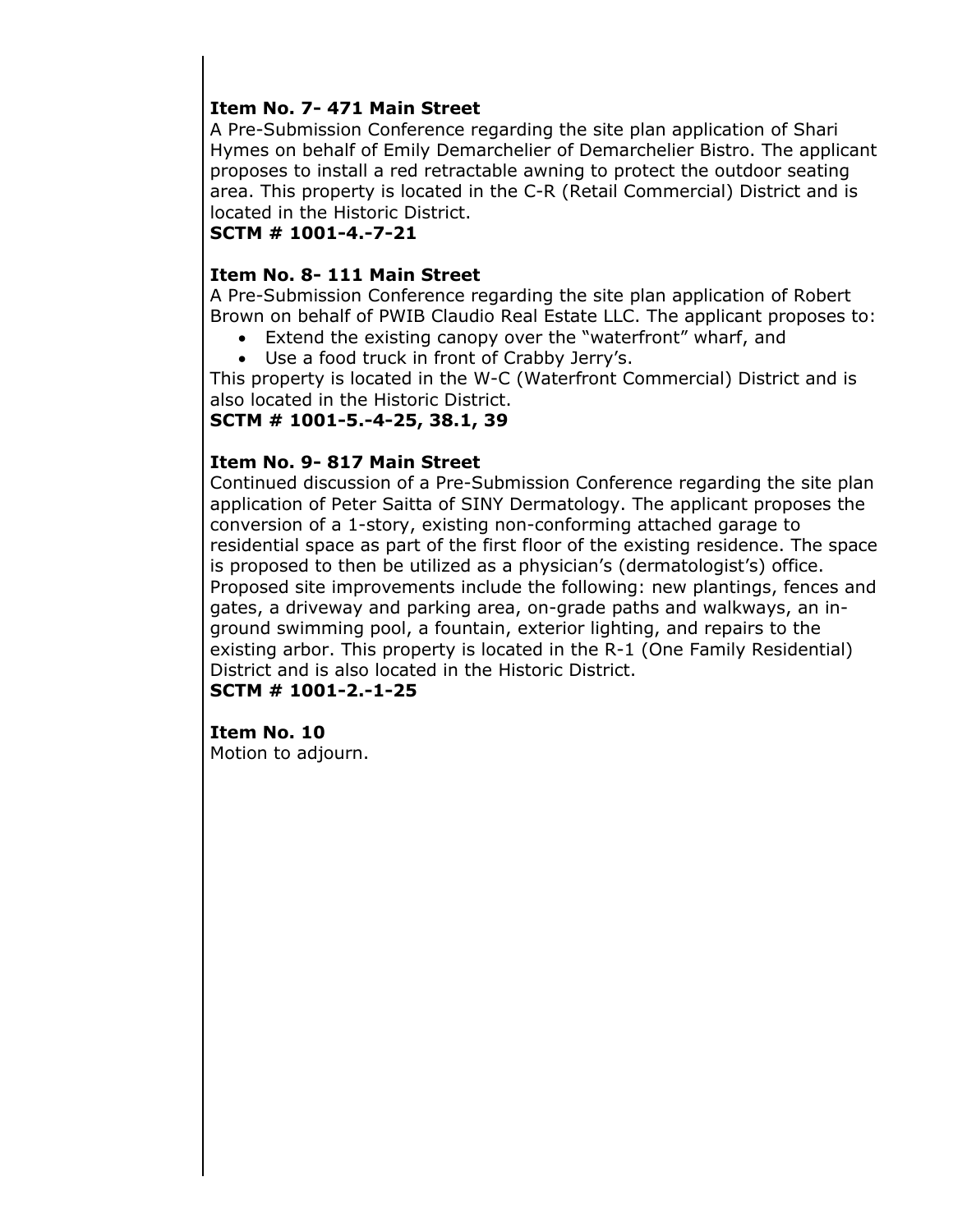**Item No. 7- 471 Main Street**
A Pre-Submission Conference regarding the site plan application of Shari Hymes on behalf of Emily Demarchelier of Demarchelier Bistro. The applicant proposes to install a red retractable awning to protect the outdoor seating area. This property is located in the C-R (Retail Commercial) District and is located in the Historic District.
**SCTM # 1001-4.-7-21**

**Item No. 8- 111 Main Street**
A Pre-Submission Conference regarding the site plan application of Robert Brown on behalf of PWIB Claudio Real Estate LLC. The applicant proposes to:

- Extend the existing canopy over the "waterfront" wharf, and
- Use a food truck in front of Crabby Jerry's.

This property is located in the W-C (Waterfront Commercial) District and is also located in the Historic District.
**SCTM # 1001-5.-4-25, 38.1, 39**

**Item No. 9- 817 Main Street**
Continued discussion of a Pre-Submission Conference regarding the site plan application of Peter Saitta of SINY Dermatology. The applicant proposes the conversion of a 1-story, existing non-conforming attached garage to residential space as part of the first floor of the existing residence. The space is proposed to then be utilized as a physician's (dermatologist's) office. Proposed site improvements include the following: new plantings, fences and gates, a driveway and parking area, on-grade paths and walkways, an in-ground swimming pool, a fountain, exterior lighting, and repairs to the existing arbor. This property is located in the R-1 (One Family Residential) District and is also located in the Historic District.
**SCTM # 1001-2.-1-25**

**Item No. 10**
Motion to adjourn.